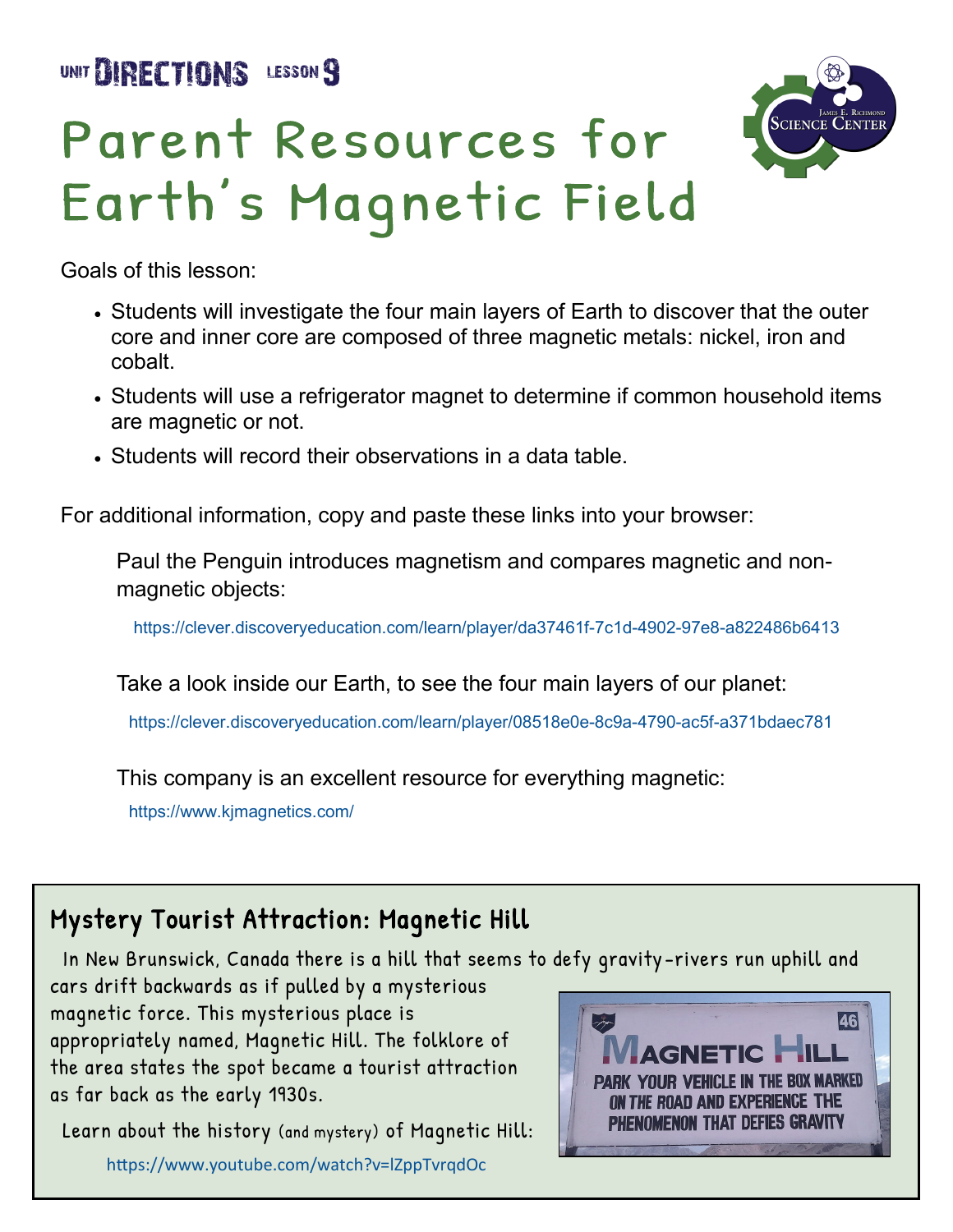UNIT DIRECTIONS LESSON 9

# Parent Resources for Earth's Magnetic Field

Goals of this lesson:

- Students will investigate the four main layers of Earth to discover that the outer core and inner core are composed of three magnetic metals: nickel, iron and cobalt.
- Students will use a refrigerator magnet to determine if common household items are magnetic or not.
- Students will record their observations in a data table.

For additional information, copy and paste these links into your browser:

Paul the Penguin introduces magnetism and compares magnetic and non-magnetic objects:

https://clever.discoveryeducation.com/learn/player/da37461f-7c1d-4902-97e8-a822486b6413

Take a look inside our Earth, to see the four main layers of our planet:

https://clever.discoveryeducation.com/learn/player/08518e0e-8c9a-4790-ac5f-a371bdaec781

This company is an excellent resource for everything magnetic:

https://www.kjmagnetics.com/

## Mystery Tourist Attraction: Magnetic Hill

In New Brunswick, Canada there is a hill that seems to defy gravity-rivers run uphill and cars drift backwards as if pulled by a mysterious magnetic force. This mysterious place is appropriately named, Magnetic Hill. The folklore of the area states the spot became a tourist attraction as far back as the early 1930s.

Learn about the history (and mystery) of Magnetic Hill:

https://www.youtube.com/watch?v=lZppTvrqdOc

MAGNETIC HILL
PARK YOUR VEHICLE IN THE BOX MARKED ON THE ROAD AND EXPERIENCE THE PHENOMENON THAT DEFIES GRAVITY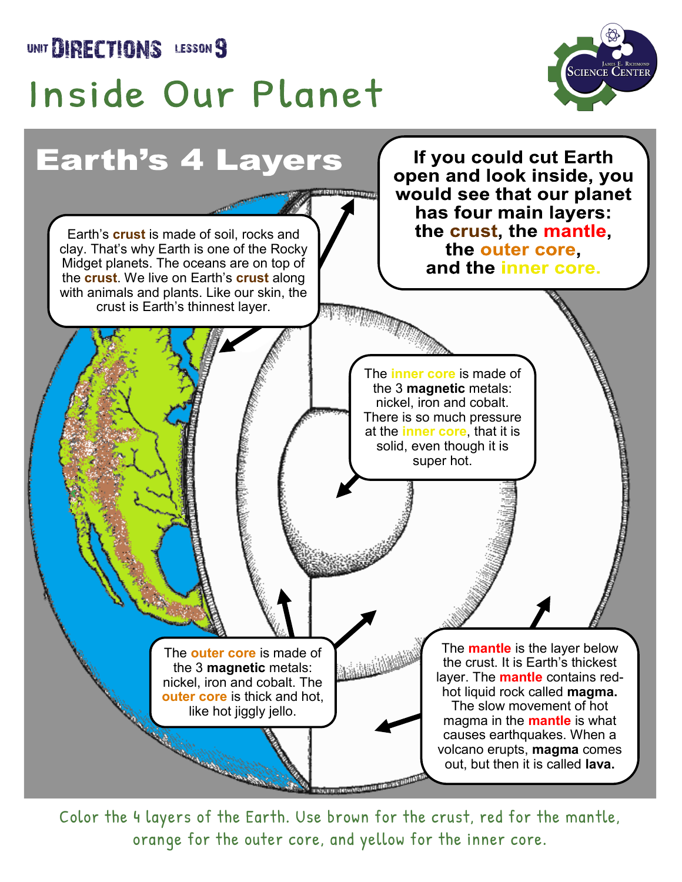UNIT DIRECTIONS LESSON 9

# Inside Our Planet

## Earth's 4 Layers

**If you could cut Earth open and look inside, you would see that our planet has four main layers: the crust, the mantle, the outer core, and the inner core.**

Earth's **crust** is made of soil, rocks and clay. That's why Earth is one of the Rocky Midget planets. The oceans are on top of the **crust**. We live on Earth's **crust** along with animals and plants. Like our skin, the crust is Earth's thinnest layer.

The inner core is made of the 3 **magnetic** metals: nickel, iron and cobalt. There is so much pressure at the inner core, that it is solid, even though it is super hot.

The outer core is made of the 3 **magnetic** metals: nickel, iron and cobalt. The outer core is thick and hot, like hot jiggly jello.

The mantle is the layer below the crust. It is Earth's thickest layer. The mantle contains red-hot liquid rock called **magma.** The slow movement of hot magma in the mantle is what causes earthquakes. When a volcano erupts, **magma** comes out, but then it is called **lava.**

Color the 4 layers of the Earth. Use brown for the crust, red for the mantle, orange for the outer core, and yellow for the inner core.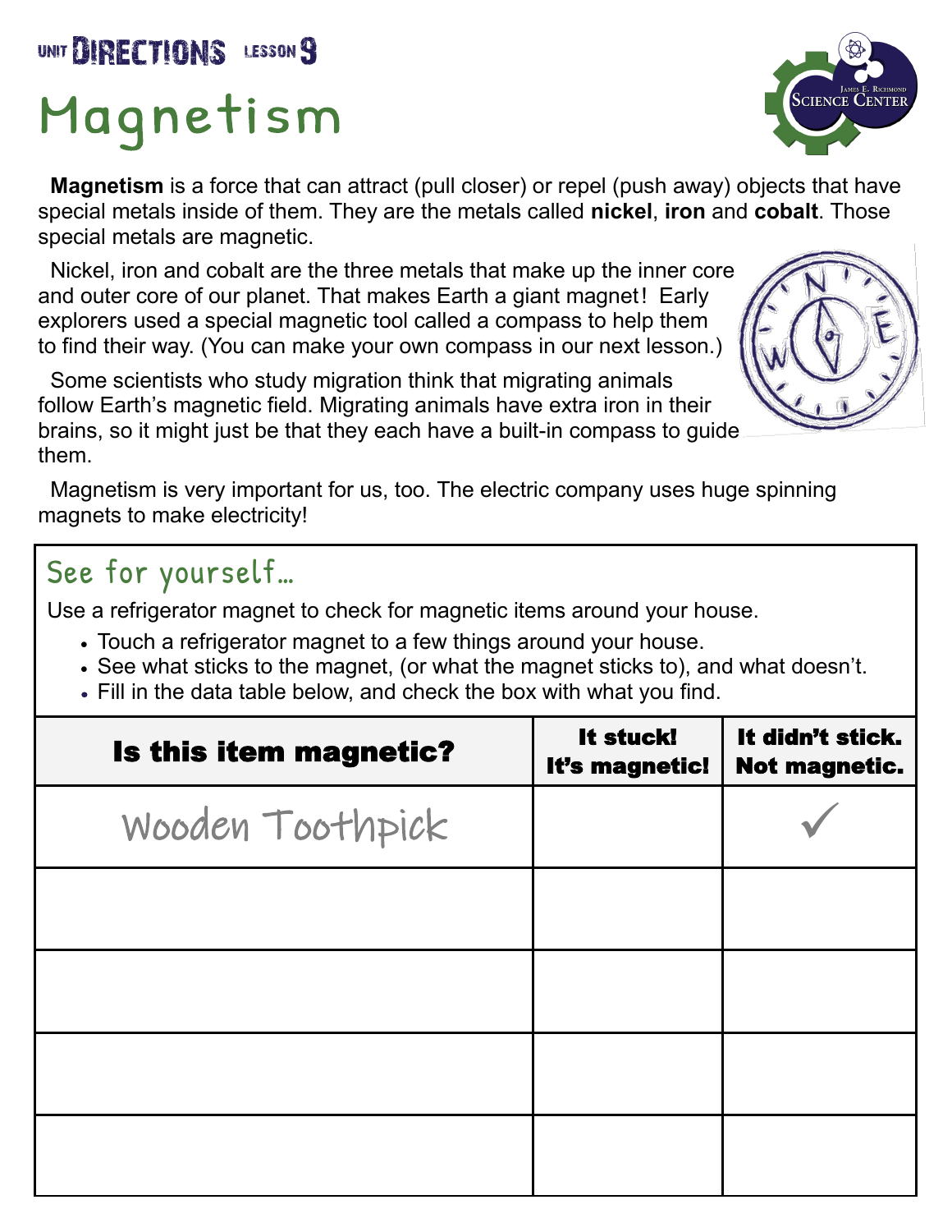UNIT **DIRECTIONS** LESSON **9**

# Magnetism

**Magnetism** is a force that can attract (pull closer) or repel (push away) objects that have special metals inside of them. They are the metals called **nickel**, **iron** and **cobalt**. Those special metals are magnetic.

Nickel, iron and cobalt are the three metals that make up the inner core and outer core of our planet. That makes Earth a giant magnet! Early explorers used a special magnetic tool called a compass to help them to find their way. (You can make your own compass in our next lesson.)

Some scientists who study migration think that migrating animals follow Earth's magnetic field. Migrating animals have extra iron in their brains, so it might just be that they each have a built-in compass to guide them.

Magnetism is very important for us, too. The electric company uses huge spinning magnets to make electricity!

## See for yourself…

Use a refrigerator magnet to check for magnetic items around your house.

- Touch a refrigerator magnet to a few things around your house.
- See what sticks to the magnet, (or what the magnet sticks to), and what doesn't.
- Fill in the data table below, and check the box with what you find.

| Is this item magnetic? | It stuck! It's magnetic! | It didn't stick. Not magnetic. |
|---|---|---|
| Wooden Toothpick | | ✓ |
| | | |
| | | |
| | | |
| | | |